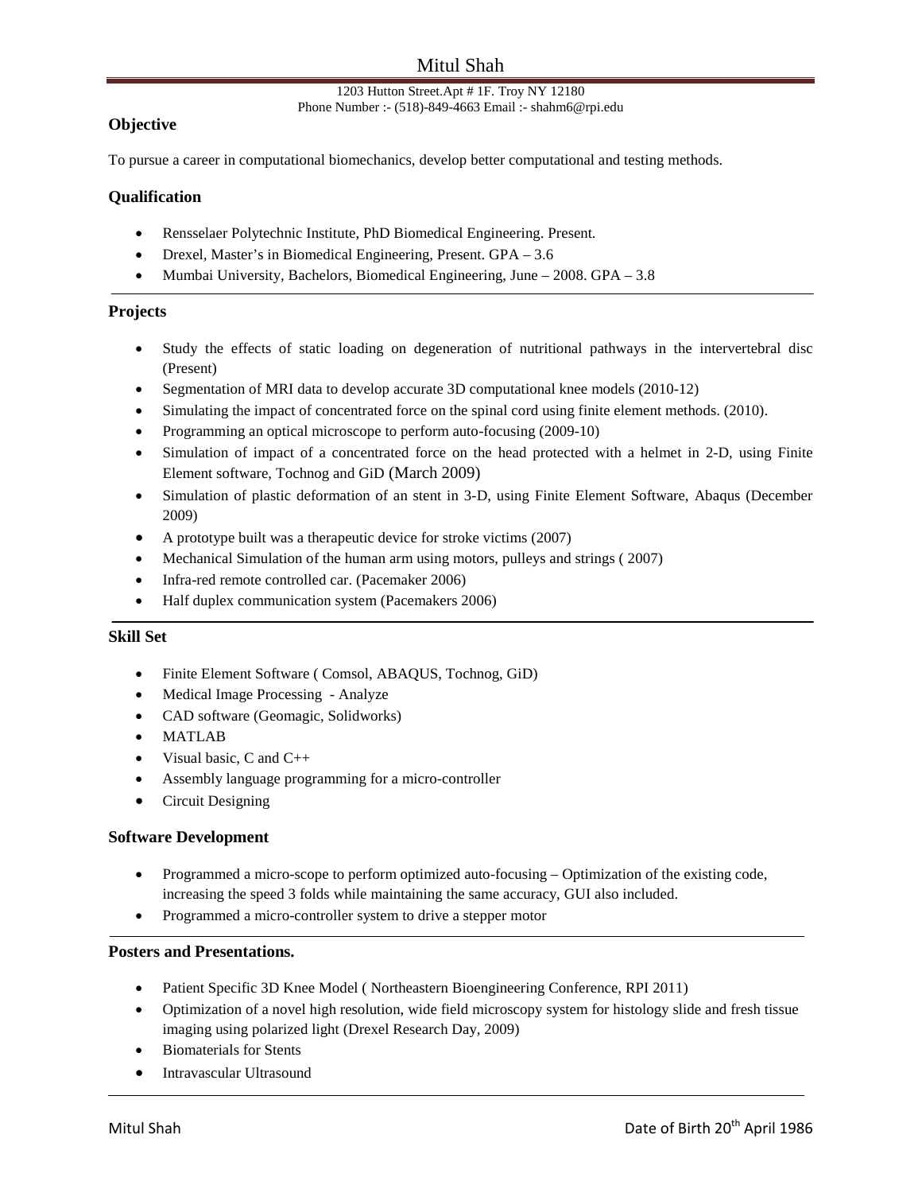# Mitul Shah

1203 Hutton Street.Apt # 1F. Troy NY 12180
Phone Number :- (518)-849-4663 Email :- shahm6@rpi.edu

### Objective

To pursue a career in computational biomechanics, develop better computational and testing methods.

### Qualification

- Rensselaer Polytechnic Institute, PhD Biomedical Engineering. Present.
- Drexel, Master's in Biomedical Engineering, Present. GPA – 3.6
- Mumbai University, Bachelors, Biomedical Engineering, June – 2008. GPA – 3.8

### Projects

- Study the effects of static loading on degeneration of nutritional pathways in the intervertebral disc (Present)
- Segmentation of MRI data to develop accurate 3D computational knee models (2010-12)
- Simulating the impact of concentrated force on the spinal cord using finite element methods. (2010).
- Programming an optical microscope to perform auto-focusing (2009-10)
- Simulation of impact of a concentrated force on the head protected with a helmet in 2-D, using Finite Element software, Tochnog and GiD (March 2009)
- Simulation of plastic deformation of an stent in 3-D, using Finite Element Software, Abaqus (December 2009)
- A prototype built was a therapeutic device for stroke victims (2007)
- Mechanical Simulation of the human arm using motors, pulleys and strings ( 2007)
- Infra-red remote controlled car. (Pacemaker 2006)
- Half duplex communication system (Pacemakers 2006)

### Skill Set

- Finite Element Software ( Comsol, ABAQUS, Tochnog, GiD)
- Medical Image Processing - Analyze
- CAD software (Geomagic, Solidworks)
- MATLAB
- Visual basic, C and C++
- Assembly language programming for a micro-controller
- Circuit Designing

### Software Development

- Programmed a micro-scope to perform optimized auto-focusing – Optimization of the existing code, increasing the speed 3 folds while maintaining the same accuracy, GUI also included.
- Programmed a micro-controller system to drive a stepper motor

### Posters and Presentations.

- Patient Specific 3D Knee Model ( Northeastern Bioengineering Conference, RPI 2011)
- Optimization of a novel high resolution, wide field microscopy system for histology slide and fresh tissue imaging using polarized light (Drexel Research Day, 2009)
- Biomaterials for Stents
- Intravascular Ultrasound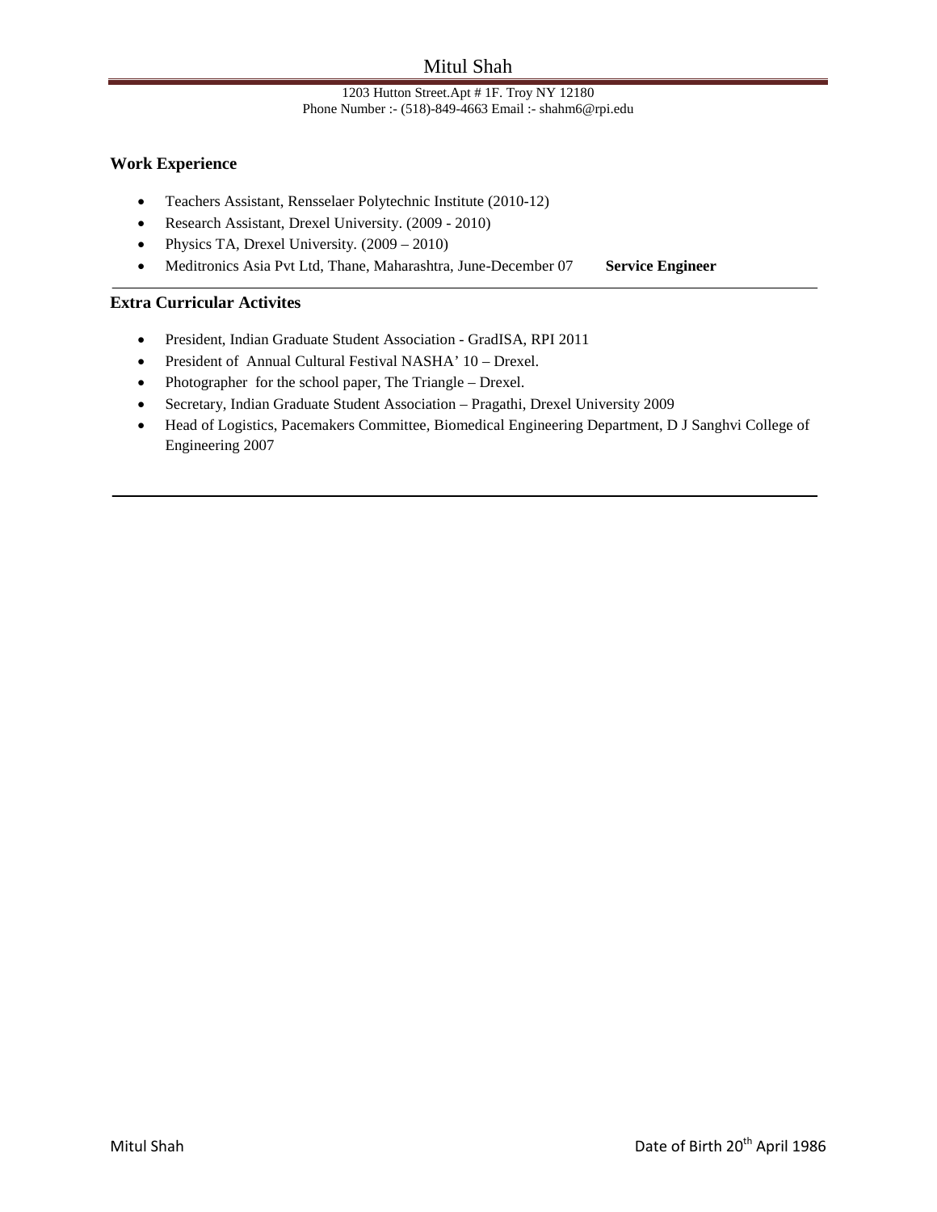# Mitul Shah

1203 Hutton Street.Apt # 1F. Troy NY 12180
Phone Number :- (518)-849-4663 Email :- shahm6@rpi.edu

## Work Experience

- Teachers Assistant, Rensselaer Polytechnic Institute (2010-12)
- Research Assistant, Drexel University. (2009 - 2010)
- Physics TA, Drexel University. (2009 – 2010)
- Meditronics Asia Pvt Ltd, Thane, Maharashtra, June-December 07 **Service Engineer**

## Extra Curricular Activites

- President, Indian Graduate Student Association - GradISA, RPI 2011
- President of Annual Cultural Festival NASHA' 10 – Drexel.
- Photographer for the school paper, The Triangle – Drexel.
- Secretary, Indian Graduate Student Association – Pragathi, Drexel University 2009
- Head of Logistics, Pacemakers Committee, Biomedical Engineering Department, D J Sanghvi College of Engineering 2007